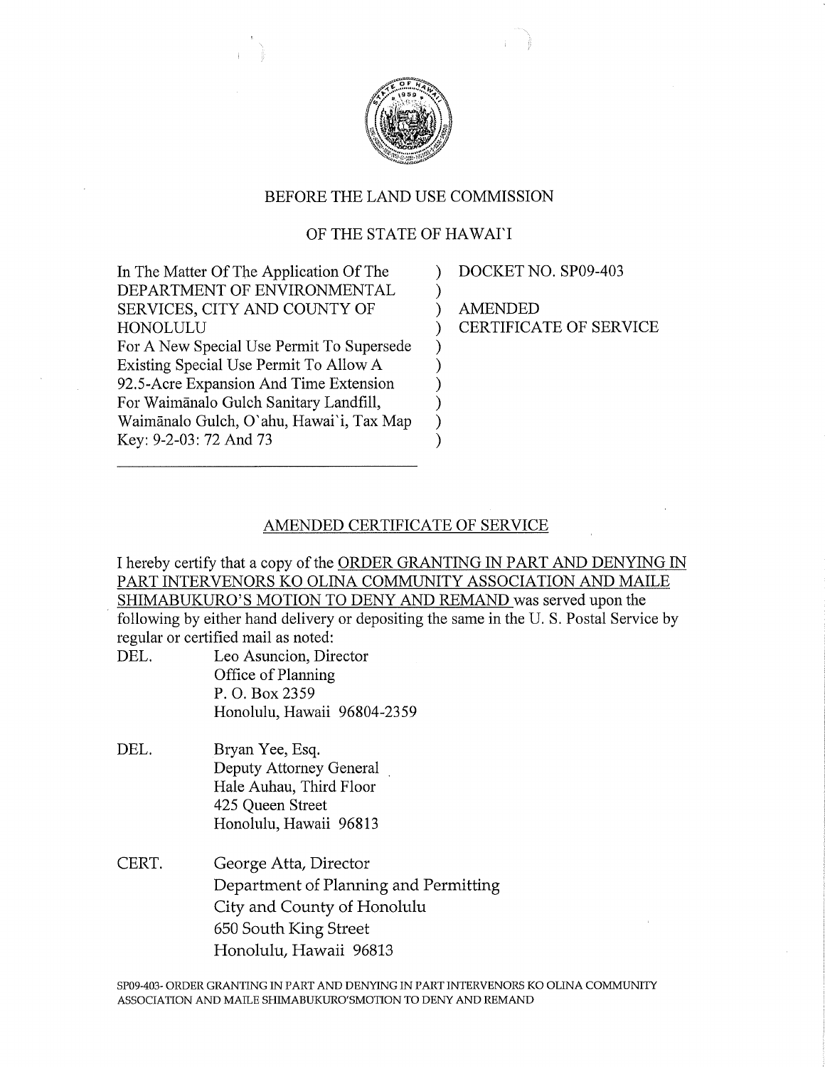BEFORE THE LAND USE COMMISSION

OF THE STATE OF HAWAI'I

| | |
|---|---|
| In The Matter Of The Application Of The DEPARTMENT OF ENVIRONMENTAL SERVICES, CITY AND COUNTY OF HONOLULU For A New Special Use Permit To Supersede Existing Special Use Permit To Allow A 92.5-Acre Expansion And Time Extension For Waimānalo Gulch Sanitary Landfill, Waimānalo Gulch, O`ahu, Hawai`i, Tax Map Key: 9-2-03: 72 And 73 | DOCKET NO. SP09-403<br><br>AMENDED CERTIFICATE OF SERVICE |

## AMENDED CERTIFICATE OF SERVICE

I hereby certify that a copy of the ORDER GRANTING IN PART AND DENYING IN PART INTERVENORS KO OLINA COMMUNITY ASSOCIATION AND MAILE SHIMABUKURO'S MOTION TO DENY AND REMAND was served upon the following by either hand delivery or depositing the same in the U. S. Postal Service by regular or certified mail as noted:

DEL. Leo Asuncion, Director
Office of Planning
P. O. Box 2359
Honolulu, Hawaii 96804-2359

DEL. Bryan Yee, Esq.
Deputy Attorney General
Hale Auhau, Third Floor
425 Queen Street
Honolulu, Hawaii 96813

CERT. George Atta, Director
Department of Planning and Permitting
City and County of Honolulu
650 South King Street
Honolulu, Hawaii 96813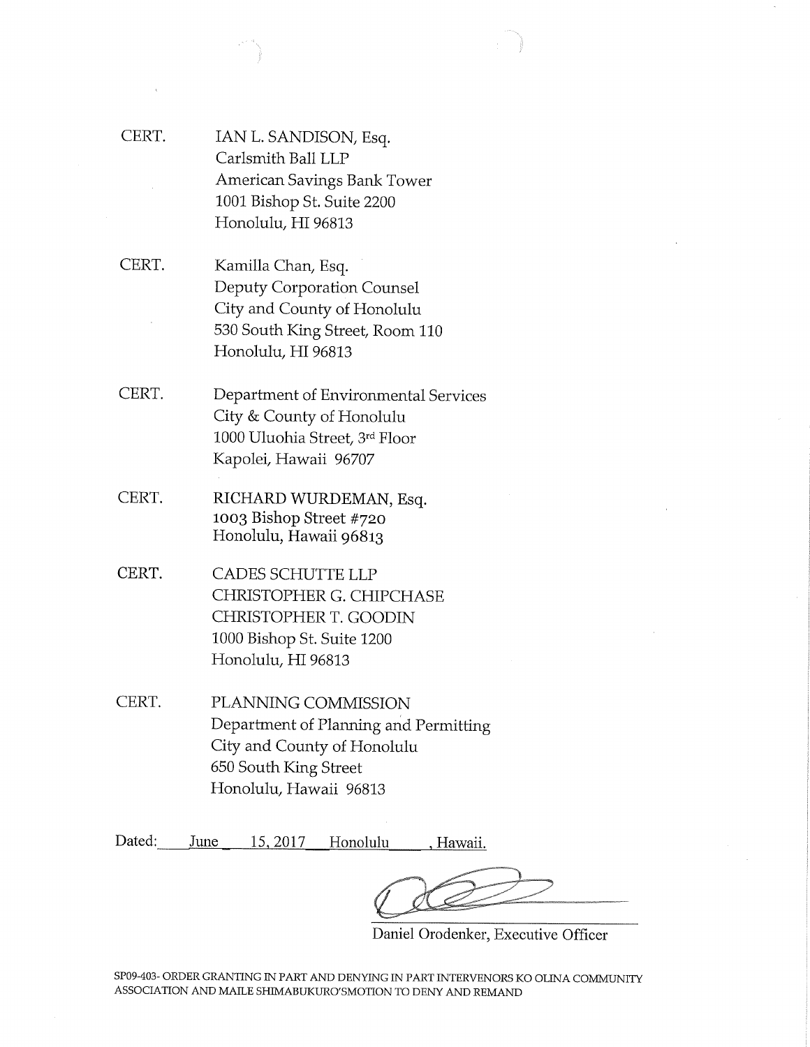CERT. IAN L. SANDISON, Esq.
Carlsmith Ball LLP
American Savings Bank Tower
1001 Bishop St. Suite 2200
Honolulu, HI 96813

CERT. Kamilla Chan, Esq.
Deputy Corporation Counsel
City and County of Honolulu
530 South King Street, Room 110
Honolulu, HI 96813

CERT. Department of Environmental Services
City & County of Honolulu
1000 Uluohia Street, 3rd Floor
Kapolei, Hawaii 96707

CERT. RICHARD WURDEMAN, Esq.
1003 Bishop Street #720
Honolulu, Hawaii 96813

CERT. CADES SCHUTTE LLP
CHRISTOPHER G. CHIPCHASE
CHRISTOPHER T. GOODIN
1000 Bishop St. Suite 1200
Honolulu, HI 96813

CERT. PLANNING COMMISSION
Department of Planning and Permitting
City and County of Honolulu
650 South King Street
Honolulu, Hawaii 96813

Dated: June 15, 2017 Honolulu, Hawaii.

Daniel Orodenker, Executive Officer

SP09-403- ORDER GRANTING IN PART AND DENYING IN PART INTERVENORS KO OLINA COMMUNITY ASSOCIATION AND MAILE SHIMABUKURO'SMOTION TO DENY AND REMAND